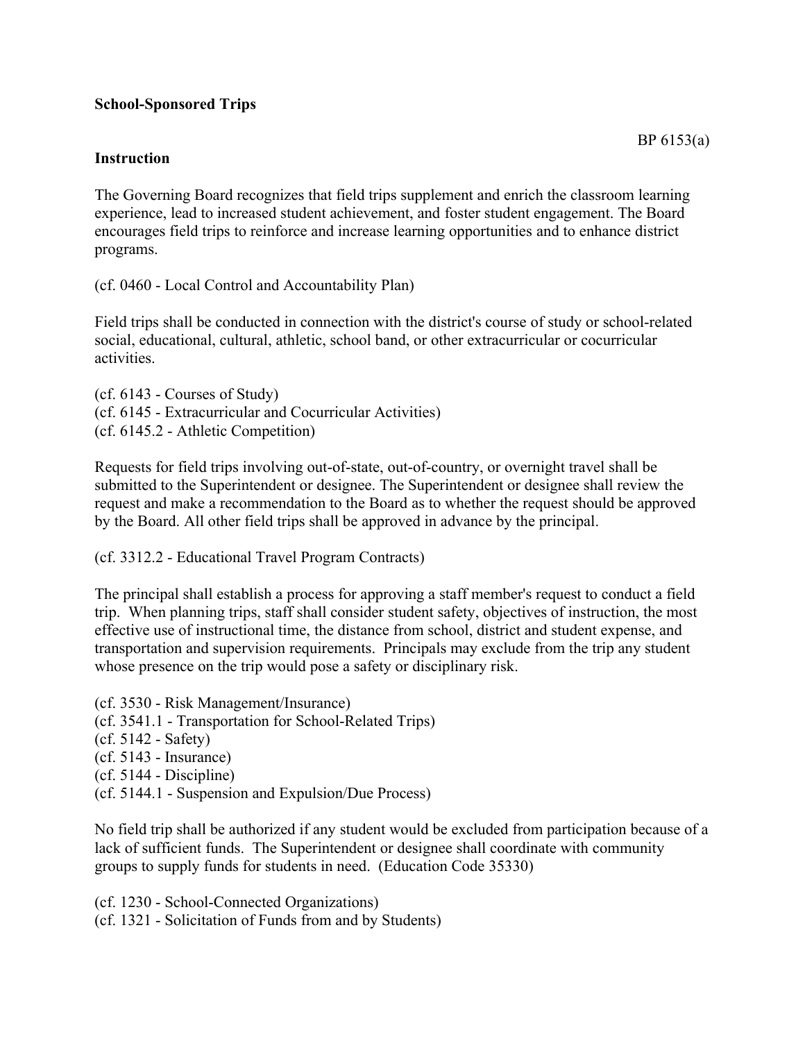**School-Sponsored Trips**

BP 6153(a)

**Instruction**

The Governing Board recognizes that field trips supplement and enrich the classroom learning experience, lead to increased student achievement, and foster student engagement. The Board encourages field trips to reinforce and increase learning opportunities and to enhance district programs.

(cf. 0460 - Local Control and Accountability Plan)

Field trips shall be conducted in connection with the district's course of study or school-related social, educational, cultural, athletic, school band, or other extracurricular or cocurricular activities.

(cf. 6143 - Courses of Study)
(cf. 6145 - Extracurricular and Cocurricular Activities)
(cf. 6145.2 - Athletic Competition)

Requests for field trips involving out-of-state, out-of-country, or overnight travel shall be submitted to the Superintendent or designee. The Superintendent or designee shall review the request and make a recommendation to the Board as to whether the request should be approved by the Board. All other field trips shall be approved in advance by the principal.

(cf. 3312.2 - Educational Travel Program Contracts)

The principal shall establish a process for approving a staff member's request to conduct a field trip. When planning trips, staff shall consider student safety, objectives of instruction, the most effective use of instructional time, the distance from school, district and student expense, and transportation and supervision requirements. Principals may exclude from the trip any student whose presence on the trip would pose a safety or disciplinary risk.

(cf. 3530 - Risk Management/Insurance)
(cf. 3541.1 - Transportation for School-Related Trips)
(cf. 5142 - Safety)
(cf. 5143 - Insurance)
(cf. 5144 - Discipline)
(cf. 5144.1 - Suspension and Expulsion/Due Process)

No field trip shall be authorized if any student would be excluded from participation because of a lack of sufficient funds. The Superintendent or designee shall coordinate with community groups to supply funds for students in need. (Education Code 35330)

(cf. 1230 - School-Connected Organizations)
(cf. 1321 - Solicitation of Funds from and by Students)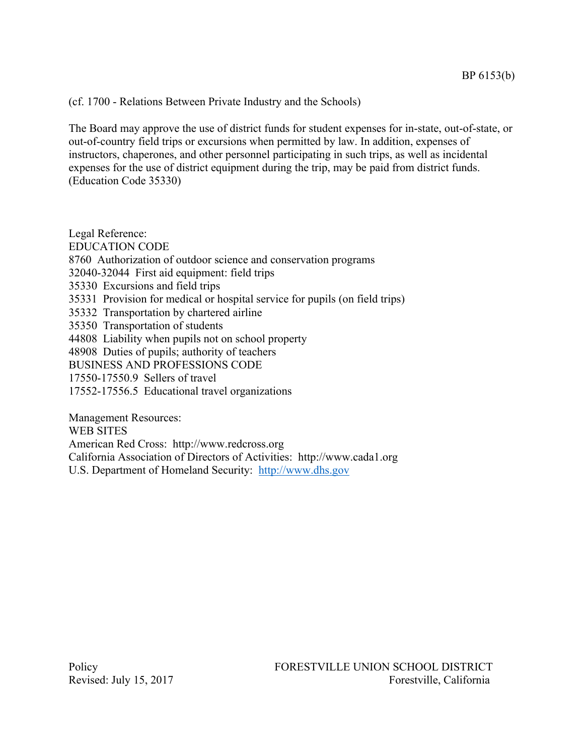(cf. 1700 - Relations Between Private Industry and the Schools)

The Board may approve the use of district funds for student expenses for in-state, out-of-state, or out-of-country field trips or excursions when permitted by law. In addition, expenses of instructors, chaperones, and other personnel participating in such trips, as well as incidental expenses for the use of district equipment during the trip, may be paid from district funds. (Education Code 35330)

Legal Reference:
EDUCATION CODE
8760 Authorization of outdoor science and conservation programs
32040-32044 First aid equipment: field trips
35330 Excursions and field trips
35331 Provision for medical or hospital service for pupils (on field trips)
35332 Transportation by chartered airline
35350 Transportation of students
44808 Liability when pupils not on school property
48908 Duties of pupils; authority of teachers
BUSINESS AND PROFESSIONS CODE
17550-17550.9 Sellers of travel
17552-17556.5 Educational travel organizations

Management Resources:
WEB SITES
American Red Cross: http://www.redcross.org
California Association of Directors of Activities: http://www.cada1.org
U.S. Department of Homeland Security: http://www.dhs.gov

Policy
Revised: July 15, 2017

FORESTVILLE UNION SCHOOL DISTRICT
Forestville, California